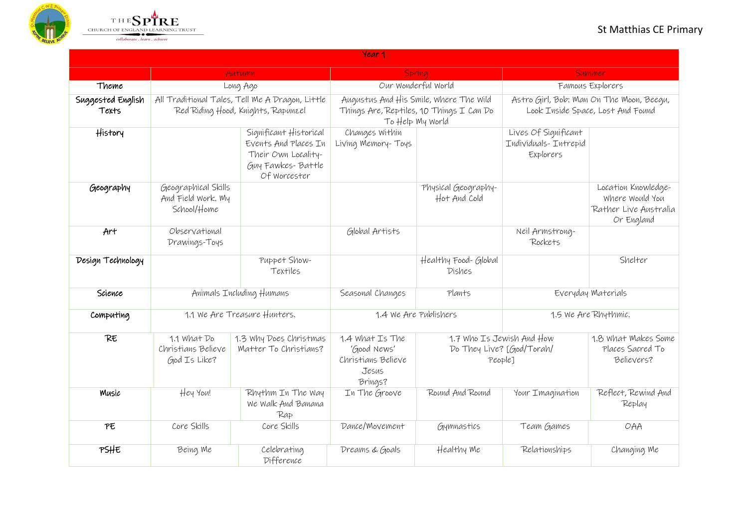St Matthias CE Primary

| Year 1 | | | | | | |
|---|---|---|---|---|---|---|
| | Autumn | | Spring | | Summer | |
| Theme | Long Ago | | Our Wonderful World | | Famous Explorers | |
| Suggested English Texts | All Traditional Tales, Tell Me A Dragon, Little Red Riding Hood, Knights, Rapunzel | | Augustus And His Smile, Where The Wild Things Are, Reptiles, 10 Things I Can Do To Help My World | | Astro Girl, Bob: Man On The Moon, Beegu, Look Inside Space, Lost And Found | |
| History | | Significant Historical Events And Places In Their Own Locality- Guy Fawkes- Battle Of Worcester | Changes Within Living Memory- Toys | | Lives Of Significant Individuals- Intrepid Explorers | |
| Geography | Geographical Skills And Field Work. My School/Home | | | Physical Geography- Hot And Cold | | Location Knowledge- Where Would You Rather Live Australia Or England |
| Art | Observational Drawings-Toys | | Global Artists | | Neil Armstrong- Rockets | |
| Design Technology | | Puppet Show- Textiles | | Healthy Food- Global Dishes | | Shelter |
| Science | Animals Including Humans | | Seasonal Changes | Plants | Everyday Materials | |
| Computing | 1.1 We Are Treasure Hunters. | | 1.4 We Are Publishers | | 1.5 We Are Rhythmic. | |
| RE | 1.1 What Do Christians Believe God Is Like? | 1.3 Why Does Christmas Matter To Christians? | 1.4 What Is The 'Good News' Christians Believe Jesus Brings? | 1.7 Who Is Jewish And How Do They Live? [God/Torah/ People] | | 1.8 What Makes Some Places Sacred To Believers? |
| Music | Hey You! | Rhythm In The Way We Walk And Banana Rap | In The Groove | Round And Round | Your Imagination | Reflect, Rewind And Replay |
| PE | Core Skills | Core Skills | Dance/Movement | Gymnastics | Team Games | OAA |
| PSHE | Being Me | Celebrating Difference | Dreams & Goals | Healthy Me | Relationships | Changing Me |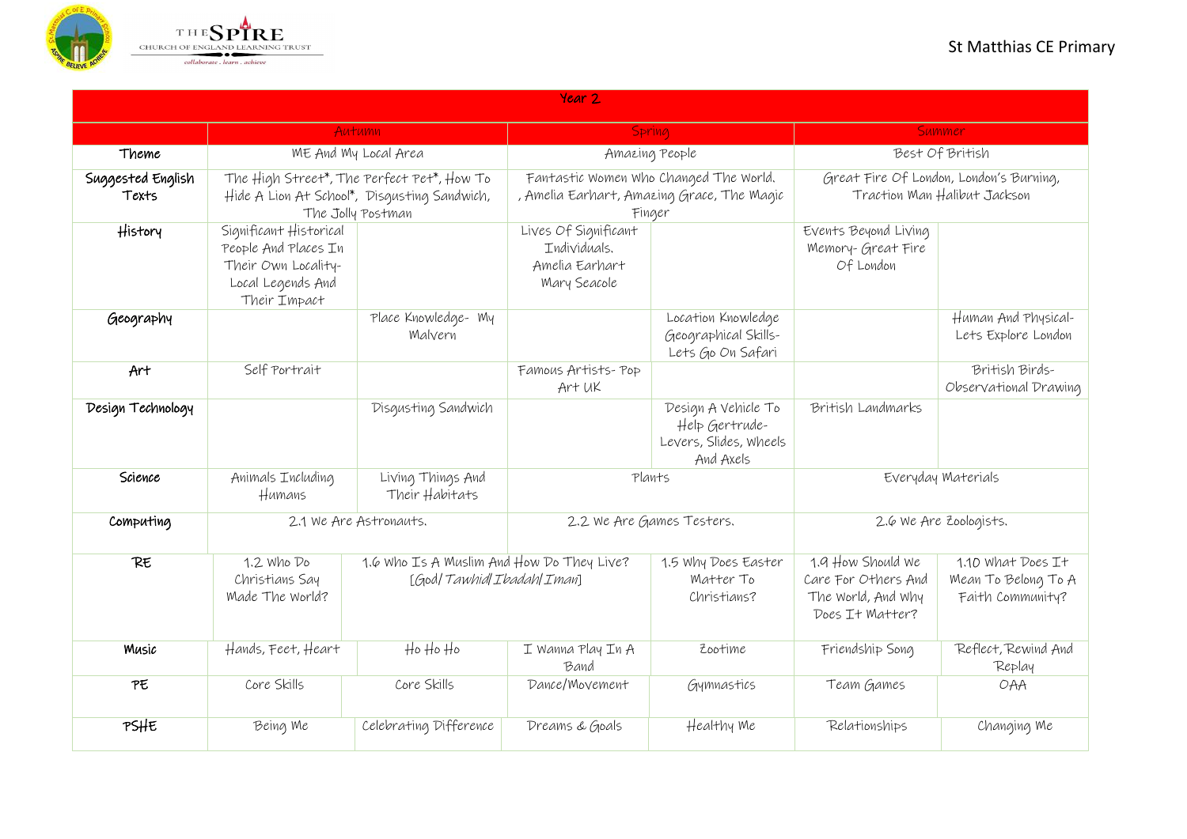St Matthias CE Primary

| Year 2 | | | | | | |
|---|---|---|---|---|---|---|
| | Autumn | | Spring | | Summer | |
| Theme | ME And My Local Area | | Amazing People | | Best Of British | |
| Suggested English Texts | The High Street*, The Perfect Pet*, How To Hide A Lion At School*, Disgusting Sandwich, The Jolly Postman | | Fantastic Women Who Changed The World. , Amelia Earhart, Amazing Grace, The Magic Finger | | Great Fire Of London, London's Burning, Traction Man Halibut Jackson | |
| History | Significant Historical People And Places In Their Own Locality- Local Legends And Their Impact | | Lives Of Significant Individuals. Amelia Earhart Mary Seacole | | Events Beyond Living Memory- Great Fire Of London | |
| Geography | | Place Knowledge- My Malvern | | Location Knowledge Geographical Skills- Lets Go On Safari | | Human And Physical- Lets Explore London |
| Art | Self Portrait | | Famous Artists- Pop Art UK | | | British Birds- Observational Drawing |
| Design Technology | | Disgusting Sandwich | | Design A Vehicle To Help Gertrude- Levers, Slides, Wheels And Axels | British Landmarks | |
| Science | Animals Including Humans | Living Things And Their Habitats | Plants | | Everyday Materials | |
| Computing | 2.1 We Are Astronauts. | | 2.2 We Are Games Testers. | | 2.6 We Are Zoologists. | |
| RE | 1.2 Who Do Christians Say Made The World? | 1.6 Who Is A Muslim And How Do They Live? [God/ *Tawhid*/ *Ibadah*/ *Iman*] | | 1.5 Why Does Easter Matter To Christians? | 1.9 How Should We Care For Others And The World, And Why Does It Matter? | 1.10 What Does It Mean To Belong To A Faith Community? |
| Music | Hands, Feet, Heart | Ho Ho Ho | I Wanna Play In A Band | Zootime | Friendship Song | Reflect, Rewind And Replay |
| PE | Core Skills | Core Skills | Dance/Movement | Gymnastics | Team Games | OAA |
| PSHE | Being Me | Celebrating Difference | Dreams & Goals | Healthy Me | Relationships | Changing Me |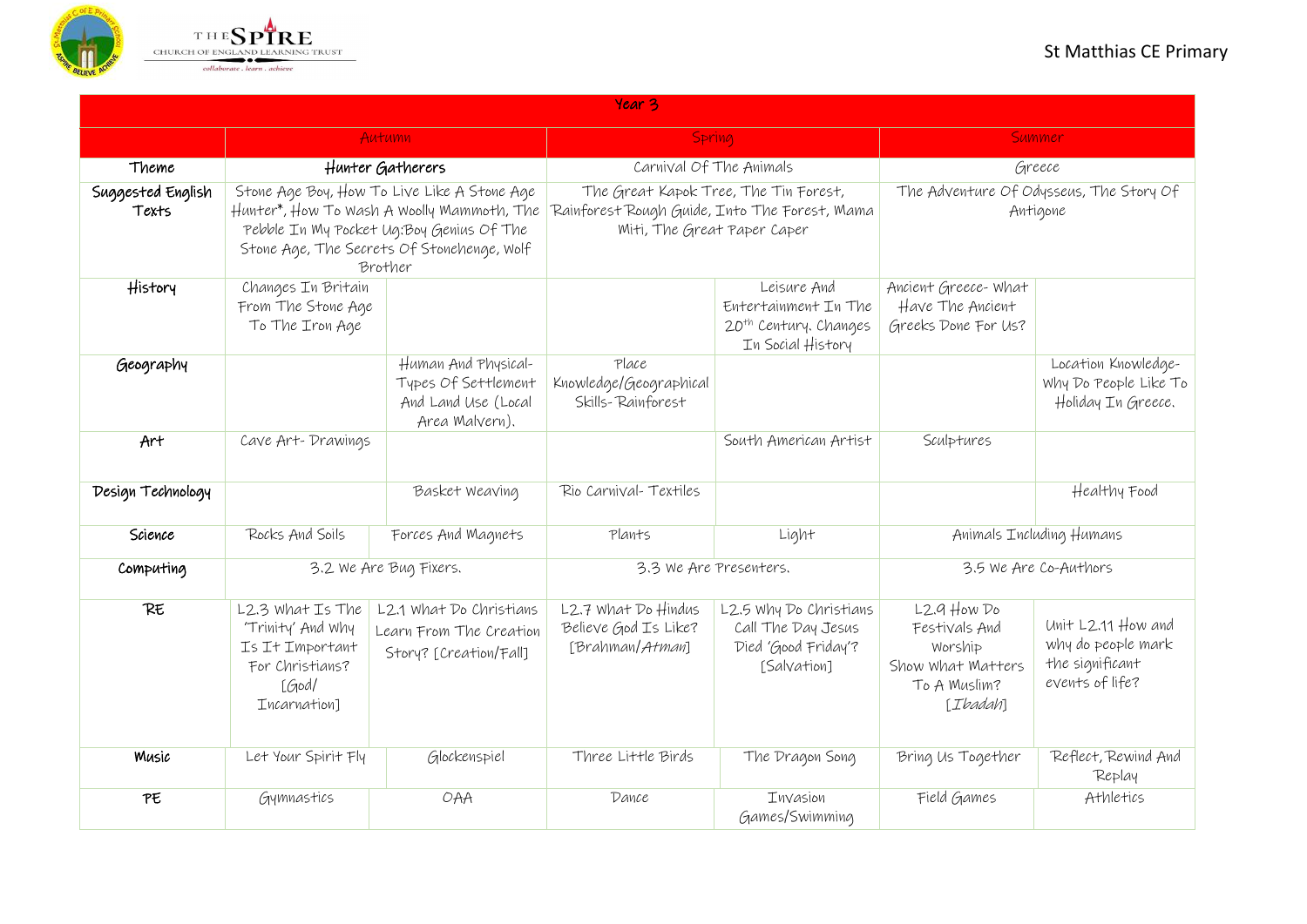St Matthias CE Primary

| Year 3 | | | | | | |
|---|---|---|---|---|---|---|
| | Autumn | | Spring | | Summer | |
| Theme | Hunter Gatherers | | Carnival Of The Animals | | Greece | |
| Suggested English Texts | Stone Age Boy, How To Live Like A Stone Age Hunter*, How To Wash A Woolly Mammoth, The Pebble In My Pocket Ug:Boy Genius Of The Stone Age, The Secrets Of Stonehenge, Wolf Brother | | The Great Kapok Tree, The Tin Forest, Rainforest Rough Guide, Into The Forest, Mama Miti, The Great Paper Caper | | The Adventure Of Odysseus, The Story Of Antigone | |
| History | Changes In Britain From The Stone Age To The Iron Age | | | Leisure And Entertainment In The 20th Century. Changes In Social History | Ancient Greece- What Have The Ancient Greeks Done For Us? | |
| Geography | | Human And Physical- Types Of Settlement And Land Use (Local Area Malvern). | Place Knowledge/Geographical Skills- Rainforest | | | Location Knowledge- Why Do People Like To Holiday In Greece. |
| Art | Cave Art- Drawings | | | South American Artist | Sculptures | |
| Design Technology | | Basket Weaving | Rio Carnival- Textiles | | | Healthy Food |
| Science | Rocks And Soils | Forces And Magnets | Plants | Light | Animals Including Humans | |
| Computing | 3.2 We Are Bug Fixers. | | 3.3 We Are Presenters. | | 3.5 We Are Co-Authors | |
| RE | L2.3 What Is The 'Trinity' And Why Is It Important For Christians? [God/ Incarnation] | L2.1 What Do Christians Learn From The Creation Story? [Creation/Fall] | L2.7 What Do Hindus Believe God Is Like? [Brahman/*Atman*] | L2.5 Why Do Christians Call The Day Jesus Died 'Good Friday'? [Salvation] | L2.9 How Do Festivals And Worship Show What Matters To A Muslim? [*Ibadah*] | Unit L2.11 How and why do people mark the significant events of life? |
| Music | Let Your Spirit Fly | Glockenspiel | Three Little Birds | The Dragon Song | Bring Us Together | Reflect, Rewind And Replay |
| PE | Gymnastics | OAA | Dance | Invasion Games/Swimming | Field Games | Athletics |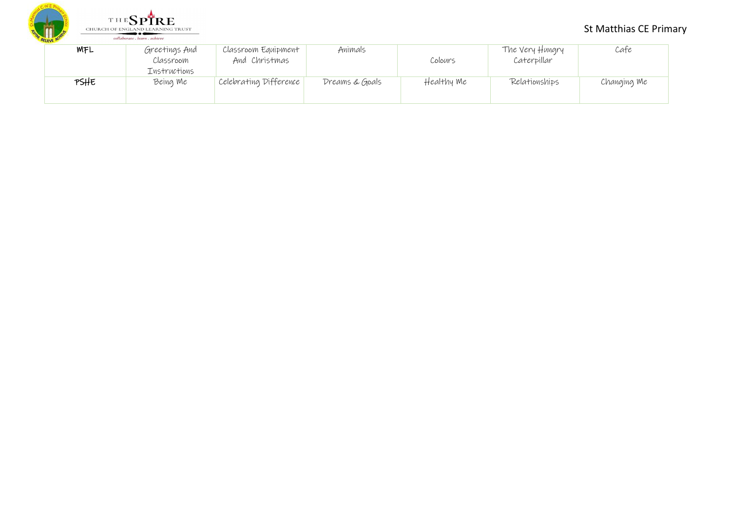| MFL | Greetings And Classroom Instructions | Classroom Equipment And Christmas | Animals | Colours | The Very Hungry Caterpillar | Cafe |
|---|---|---|---|---|---|---|
| PSHE | Being Me | Celebrating Difference | Dreams & Goals | Healthy Me | Relationships | Changing Me |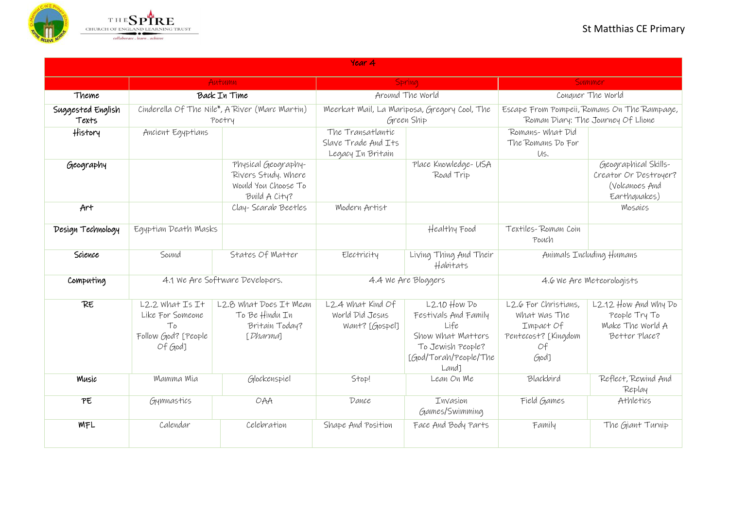St Matthias CE Primary

| Year 4 | | | | | | |
|---|---|---|---|---|---|---|
| | Autumn | | Spring | | Summer | |
| Theme | Back In Time | | Around The World | | Conquer The World | |
| Suggested English Texts | Cinderella Of The Nile*, A River (Marc Martin) Poetry | | Meerkat Mail, La Mariposa, Gregory Cool, The Green Ship | | Escape From Pompeii, Romans On The Rampage, Roman Diary: The Journey Of Llione | |
| History | Ancient Egyptians | | The Transatlantic Slave Trade And Its Legacy In Britain | | Romans- What Did The Romans Do For Us. | |
| Geography | | Physical Geography- Rivers Study. Where Would You Choose To Build A City? | | Place Knowledge- USA Road Trip | | Geographical Skills- Creator Or Destroyer? (Volcanoes And Earthquakes) |
| Art | | Clay- Scarab Beetles | Modern Artist | | | Mosaics |
| Design Technology | Egyptian Death Masks | | | Healthy Food | Textiles- Roman Coin Pouch | |
| Science | Sound | States Of Matter | Electricity | Living Thing And Their Habitats | Animals Including Humans | |
| Computing | 4.1 We Are Software Developers. | | 4.4 We Are Bloggers | | 4.6 We Are Meteorologists | |
| RE | L2.2 What Is It Like For Someone To Follow God? [People Of God] | L2.8 What Does It Mean To Be Hindu In Britain Today? [*Dharma*] | L2.4 What Kind Of World Did Jesus Want? [Gospel] | L2.10 How Do Festivals And Family Life Show What Matters To Jewish People? [God/Torah/People/The Land] | L2.6 For Christians, What Was The Impact Of Pentecost? [Kingdom Of God] | L2.12 How And Why Do People Try To Make The World A Better Place? |
| Music | Mamma Mia | Glockenspiel | Stop! | Lean On Me | Blackbird | Reflect, Rewind And Replay |
| PE | Gymnastics | OAA | Dance | Invasion Games/Swimming | Field Games | Athletics |
| MFL | Calendar | Celebration | Shape And Position | Face And Body Parts | Family | The Giant Turnip |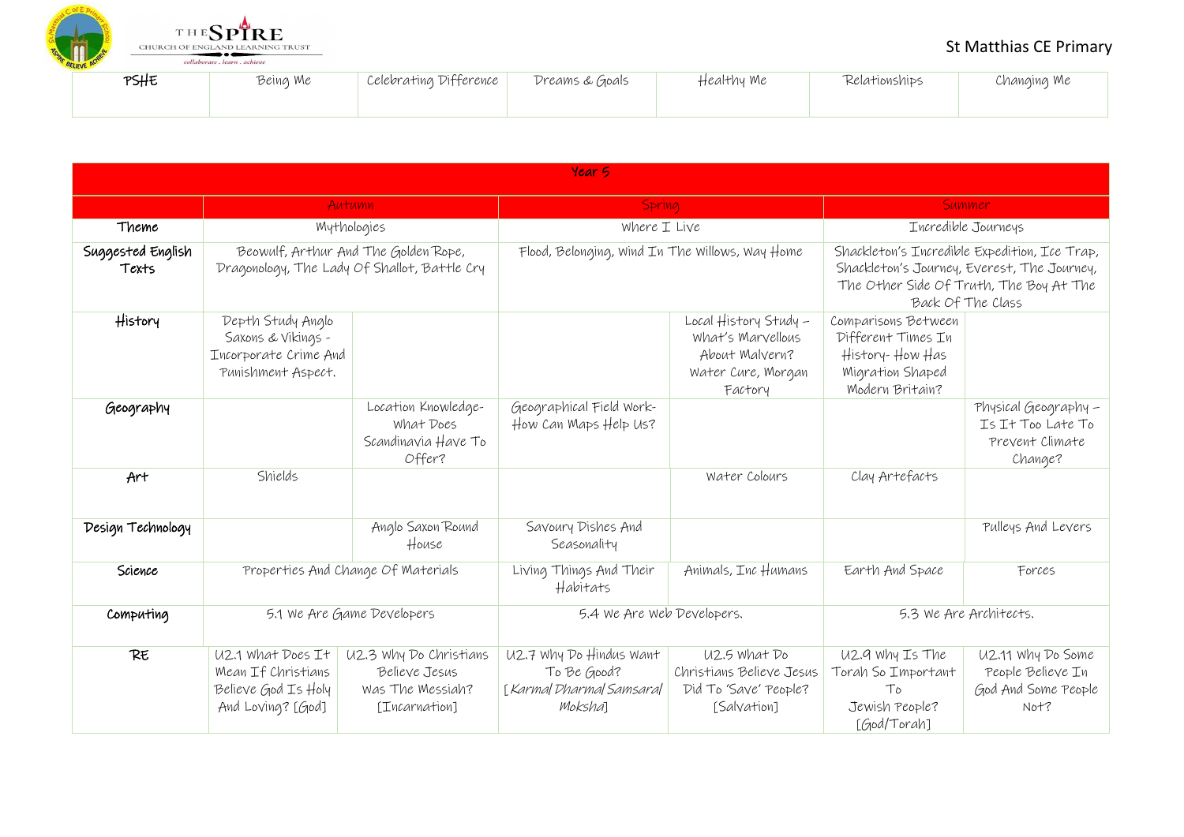St Matthias CE Primary

| PSHE | Being Me | Celebrating Difference | Dreams & Goals | Healthy Me | Relationships | Changing Me |
|---|---|---|---|---|---|---|

| Year 5 | | | | | | |
|---|---|---|---|---|---|---|
| | Autumn | | Spring | | Summer | |
| Theme | Mythologies | | Where I Live | | Incredible Journeys | |
| Suggested English Texts | Beowulf, Arthur And The Golden Rope, Dragonology, The Lady Of Shallot, Battle Cry | | Flood, Belonging, Wind In The Willows, Way Home | | Shackleton's Incredible Expedition, Ice Trap, Shackleton's Journey, Everest, The Journey, The Other Side Of Truth, The Boy At The Back Of The Class | |
| History | Depth Study Anglo Saxons & Vikings - Incorporate Crime And Punishment Aspect. | | | Local History Study – What's Marvellous About Malvern? Water Cure, Morgan Factory | Comparisons Between Different Times In History- How Has Migration Shaped Modern Britain? | |
| Geography | | Location Knowledge- What Does Scandinavia Have To Offer? | Geographical Field Work- How Can Maps Help Us? | | | Physical Geography – Is It Too Late To Prevent Climate Change? |
| Art | Shields | | | Water Colours | Clay Artefacts | |
| Design Technology | | Anglo Saxon Round House | Savoury Dishes And Seasonality | | | Pulleys And Levers |
| Science | Properties And Change Of Materials | | Living Things And Their Habitats | Animals, Inc Humans | Earth And Space | Forces |
| Computing | 5.1 We Are Game Developers | | 5.4 We Are Web Developers. | | 5.3 We Are Architects. | |
| RE | U2.1 What Does It Mean If Christians Believe God Is Holy And Loving? [God] | U2.3 Why Do Christians Believe Jesus Was The Messiah? [Incarnation] | U2.7 Why Do Hindus Want To Be Good? [*Karma/ Dharma/ Samsara/ Moksha*] | U2.5 What Do Christians Believe Jesus Did To 'Save' People? [Salvation] | U2.9 Why Is The Torah So Important To Jewish People? [God/Torah] | U2.11 Why Do Some People Believe In God And Some People Not? |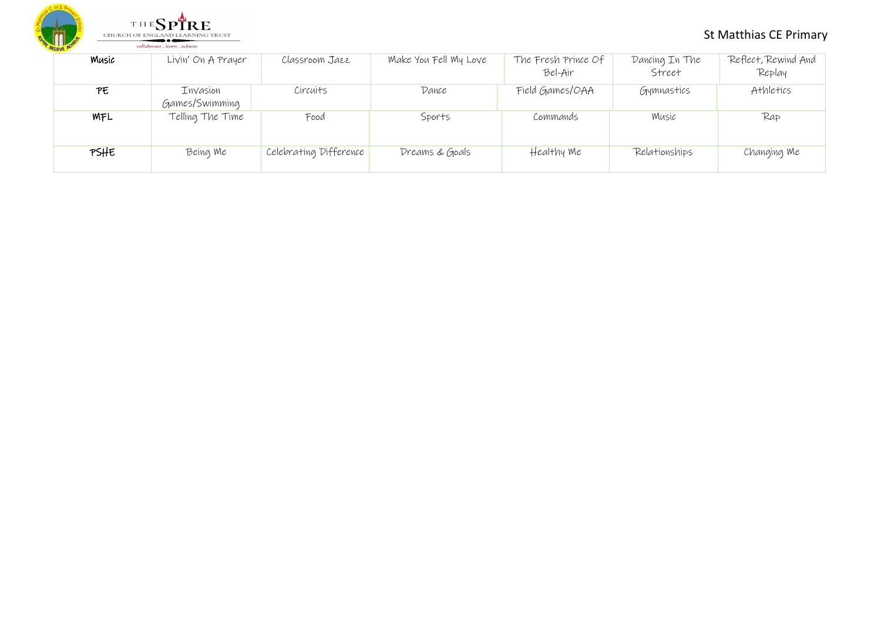St Matthias CE Primary

| Music | Livin' On A Prayer | Classroom Jazz | Make You Fell My Love | The Fresh Prince Of Bel-Air | Dancing In The Street | Reflect, Rewind And Replay |
|---|---|---|---|---|---|---|
| PE | Invasion Games/Swimming | Circuits | Dance | Field Games/OAA | Gymnastics | Athletics |
| MFL | Telling The Time | Food | Sports | Commands | Music | Rap |
| PSHE | Being Me | Celebrating Difference | Dreams & Goals | Healthy Me | Relationships | Changing Me |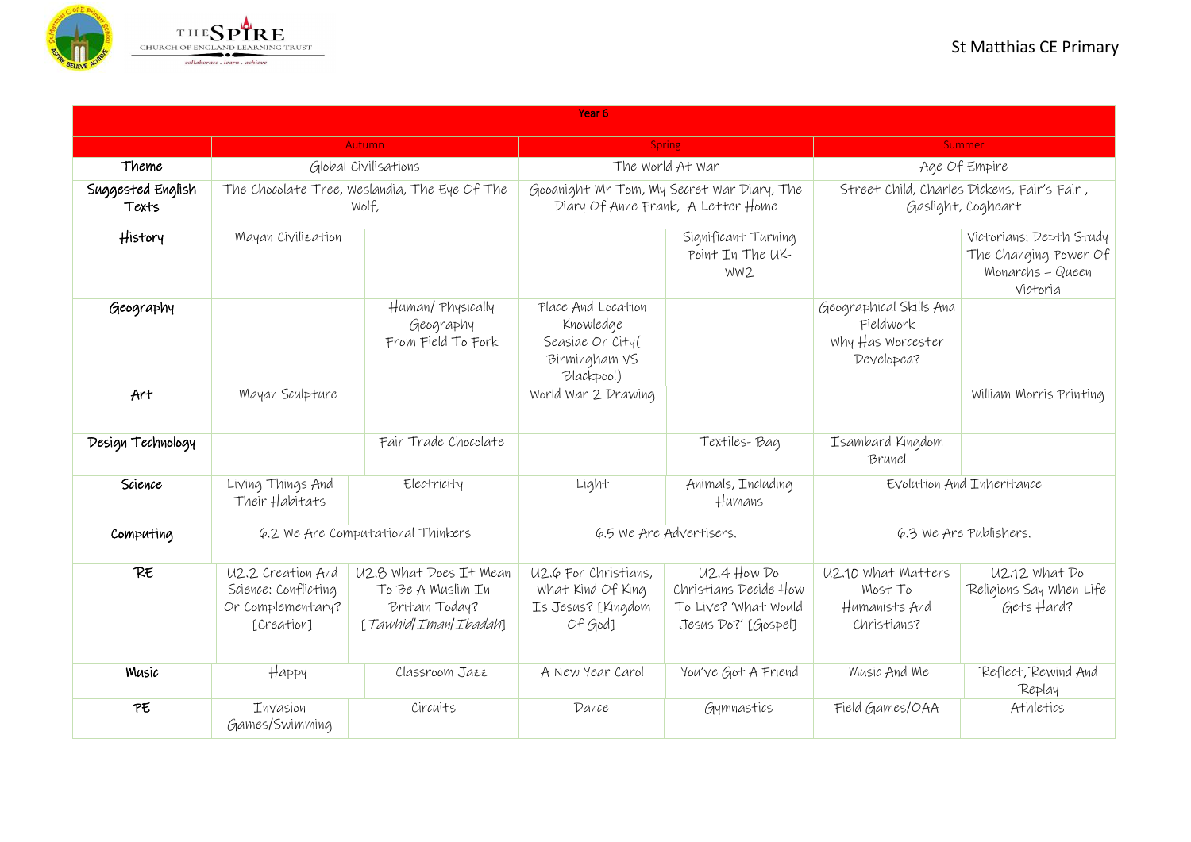St Matthias CE Primary

| Year 6 | | | | | | |
|---|---|---|---|---|---|---|
| | Autumn | | Spring | | Summer | |
| Theme | Global Civilisations | | The World At War | | Age Of Empire | |
| Suggested English Texts | The Chocolate Tree, Weslandia, The Eye Of The Wolf, | | Goodnight Mr Tom, My Secret War Diary, The Diary Of Anne Frank, A Letter Home | | Street Child, Charles Dickens, Fair's Fair , Gaslight, Cogheart | |
| History | Mayan Civilization | | | Significant Turning Point In The UK- WW2 | | Victorians: Depth Study The Changing Power Of Monarchs – Queen Victoria |
| Geography | | Human/ Physically Geography From Field To Fork | Place And Location Knowledge Seaside Or City( Birmingham VS Blackpool) | | Geographical Skills And Fieldwork Why Has Worcester Developed? | |
| Art | Mayan Sculpture | | World War 2 Drawing | | | William Morris Printing |
| Design Technology | | Fair Trade Chocolate | | Textiles- Bag | Isambard Kingdom Brunel | |
| Science | Living Things And Their Habitats | Electricity | Light | Animals, Including Humans | Evolution And Inheritance | |
| Computing | 6.2 We Are Computational Thinkers | | 6.5 We Are Advertisers. | | 6.3 We Are Publishers. | |
| RE | U2.2 Creation And Science: Conflicting Or Complementary? [Creation] | U2.8 What Does It Mean To Be A Muslim In Britain Today? [*Tawhid/Iman/Ibadah*] | U2.6 For Christians, What Kind Of King Is Jesus? [Kingdom Of God] | U2.4 How Do Christians Decide How To Live? 'What Would Jesus Do?' [Gospel] | U2.10 What Matters Most To Humanists And Christians? | U2.12 What Do Religions Say When Life Gets Hard? |
| Music | Happy | Classroom Jazz | A New Year Carol | You've Got A Friend | Music And Me | Reflect, Rewind And Replay |
| PE | Invasion Games/Swimming | Circuits | Dance | Gymnastics | Field Games/OAA | Athletics |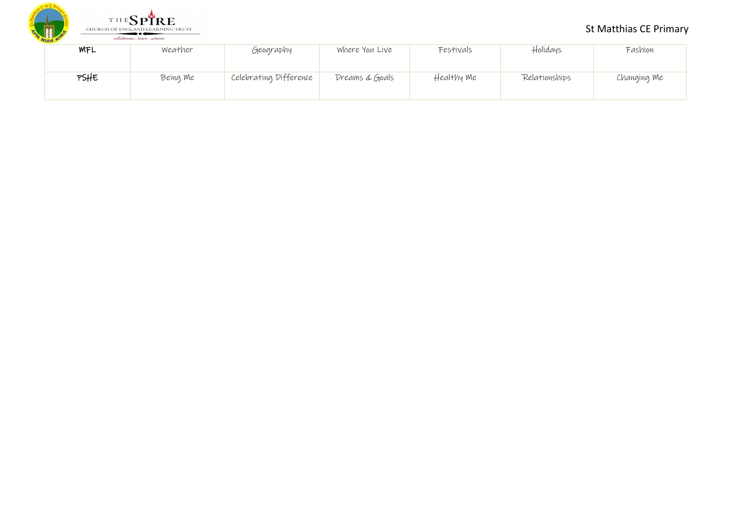| | | | | | | |
|---|---|---|---|---|---|---|
| **MFL** | Weather | Geography | Where You Live | Festivals | Holidays | Fashion |
| **PSHE** | Being Me | Celebrating Difference | Dreams & Goals | Healthy Me | Relationships | Changing Me |